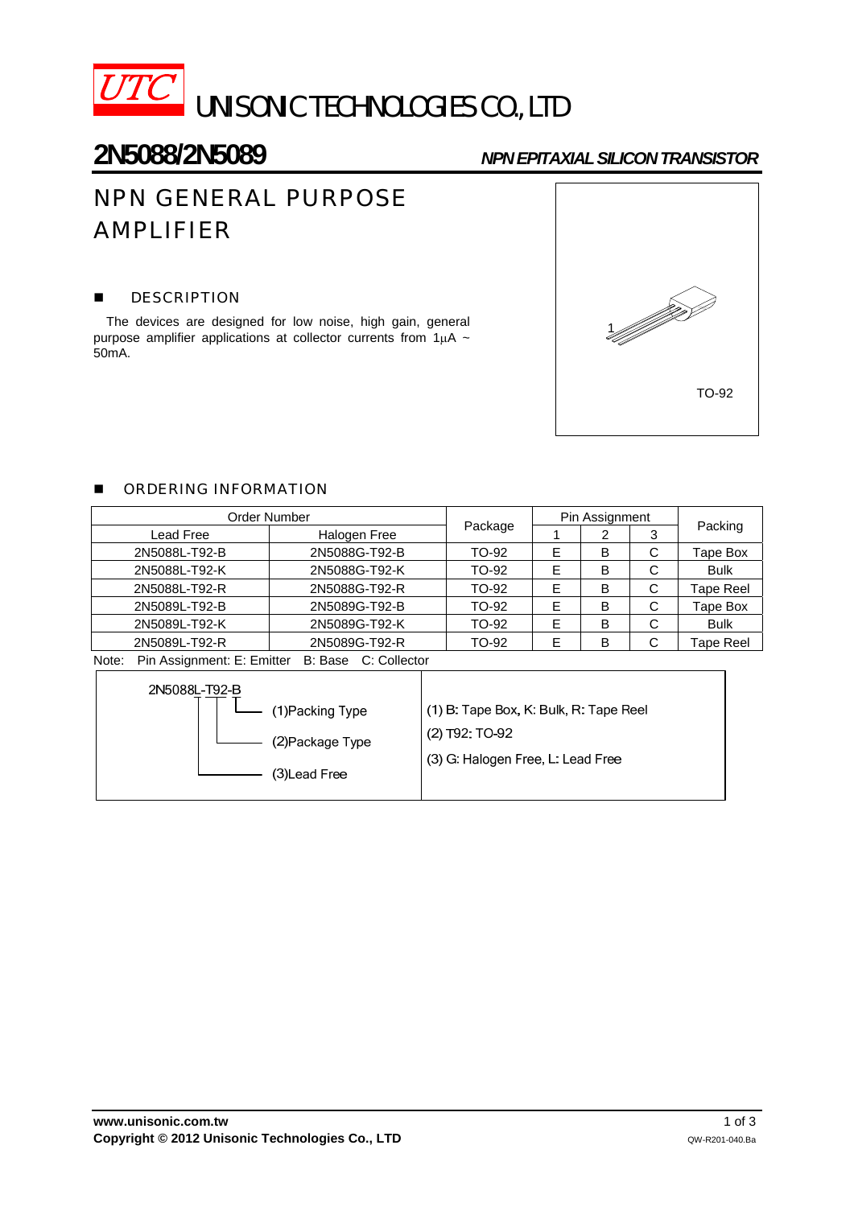UTC UNISONIC TECHNOLOGIES CO., LTD

# 2N5088/2N5089

*NPN EPITAXIAL SILICON TRANSISTOR*

## NPN GENERAL PURPOSE AMPLIFIER

### DESCRIPTION

The devices are designed for low noise, high gain, general purpose amplifier applications at collector currents from 1μA ~ 50mA.

TO-92

### ORDERING INFORMATION

| Order Number | | Package | Pin Assignment | | | Packing |
|---|---|---|---|---|---|---|
| Lead Free | Halogen Free | | 1 | 2 | 3 | |
| 2N5088L-T92-B | 2N5088G-T92-B | TO-92 | E | B | C | Tape Box |
| 2N5088L-T92-K | 2N5088G-T92-K | TO-92 | E | B | C | Bulk |
| 2N5088L-T92-R | 2N5088G-T92-R | TO-92 | E | B | C | Tape Reel |
| 2N5089L-T92-B | 2N5089G-T92-B | TO-92 | E | B | C | Tape Box |
| 2N5089L-T92-K | 2N5089G-T92-K | TO-92 | E | B | C | Bulk |
| 2N5089L-T92-R | 2N5089G-T92-R | TO-92 | E | B | C | Tape Reel |

Note: Pin Assignment: E: Emitter B: Base C: Collector

| 2N5088L-T92-B | |
|---|---|
| (1)Packing Type | (1) B: Tape Box, K: Bulk, R: Tape Reel |
| (2)Package Type | (2) T92: TO-92 |
| (3)Lead Free | (3) G: Halogen Free, L: Lead Free |

www.unisonic.com.tw

Copyright © 2012 Unisonic Technologies Co., LTD

QW-R201-040.Ba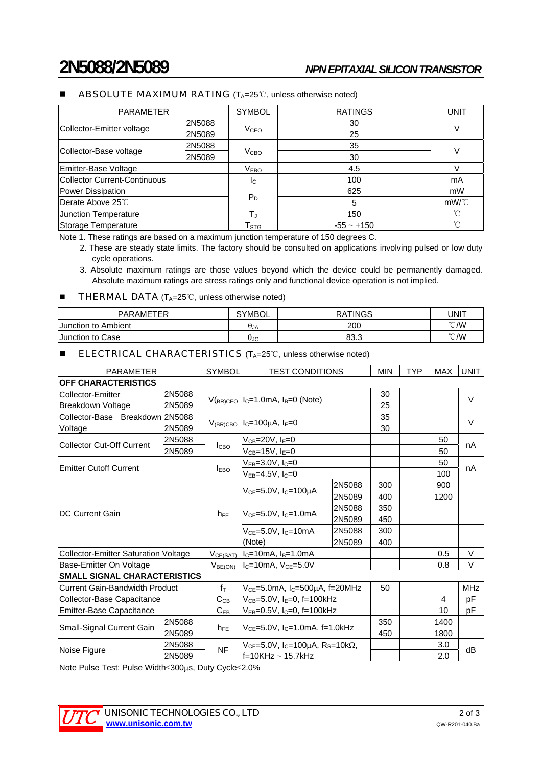# 2N5088/2N5089

*NPN EPITAXIAL SILICON TRANSISTOR*

## ■ ABSOLUTE MAXIMUM RATING ($T_A$=25℃, unless otherwise noted)

| PARAMETER | | SYMBOL | RATINGS | UNIT |
|---|---|---|---|---|
| Collector-Emitter voltage | 2N5088 | $V_{CEO}$ | 30 | V |
| | 2N5089 | | 25 | |
| Collector-Base voltage | 2N5088 | $V_{CBO}$ | 35 | V |
| | 2N5089 | | 30 | |
| Emitter-Base Voltage | | $V_{EBO}$ | 4.5 | V |
| Collector Current-Continuous | | $I_C$ | 100 | mA |
| Power Dissipation | | $P_D$ | 625 | mW |
| Derate Above 25℃ | | | 5 | mW/℃ |
| Junction Temperature | | $T_J$ | 150 | ℃ |
| Storage Temperature | | $T_{STG}$ | -55 ~ +150 | ℃ |

Note 1. These ratings are based on a maximum junction temperature of 150 degrees C.

2. These are steady state limits. The factory should be consulted on applications involving pulsed or low duty cycle operations.

3. Absolute maximum ratings are those values beyond which the device could be permanently damaged. Absolute maximum ratings are stress ratings only and functional device operation is not implied.

## ■ THERMAL DATA ($T_A$=25℃, unless otherwise noted)

| PARAMETER | SYMBOL | RATINGS | UNIT |
|---|---|---|---|
| Junction to Ambient | $\theta_{JA}$ | 200 | ℃/W |
| Junction to Case | $\theta_{JC}$ | 83.3 | ℃/W |

## ■ ELECTRICAL CHARACTERISTICS ($T_A$=25℃, unless otherwise noted)

| PARAMETER | | SYMBOL | TEST CONDITIONS | | MIN | TYP | MAX | UNIT |
|---|---|---|---|---|---|---|---|---|
| **OFF CHARACTERISTICS** | | | | | | | | |
| Collector-Emitter Breakdown Voltage | 2N5088 | $V_{(BR)CEO}$ | $I_C$=1.0mA, $I_B$=0 (Note) | | 30 | | | V |
| | 2N5089 | | | | 25 | | | |
| Collector-Base Breakdown Voltage | 2N5088 | $V_{(BR)CBO}$ | $I_C$=100μA, $I_E$=0 | | 35 | | | V |
| | 2N5089 | | | | 30 | | | |
| Collector Cut-Off Current | 2N5088 | $I_{CBO}$ | $V_{CB}$=20V, $I_E$=0 | | | | 50 | nA |
| | 2N5089 | | $V_{CB}$=15V, $I_E$=0 | | | | 50 | |
| Emitter Cutoff Current | | $I_{EBO}$ | $V_{EB}$=3.0V, $I_C$=0 | | | | 50 | nA |
| | | | $V_{EB}$=4.5V, $I_C$=0 | | | | 100 | |
| DC Current Gain | | $h_{FE}$ | $V_{CE}$=5.0V, $I_C$=100μA | 2N5088 | 300 | | 900 | |
| | | | | 2N5089 | 400 | | 1200 | |
| | | | $V_{CE}$=5.0V, $I_C$=1.0mA | 2N5088 | 350 | | | |
| | | | | 2N5089 | 450 | | | |
| | | | $V_{CE}$=5.0V, $I_C$=10mA (Note) | 2N5088 | 300 | | | |
| | | | | 2N5089 | 400 | | | |
| Collector-Emitter Saturation Voltage | | $V_{CE(SAT)}$ | $I_C$=10mA, $I_B$=1.0mA | | | | 0.5 | V |
| Base-Emitter On Voltage | | $V_{BE(ON)}$ | $I_C$=10mA, $V_{CE}$=5.0V | | | | 0.8 | V |
| **SMALL SIGNAL CHARACTERISTICS** | | | | | | | | |
| Current Gain-Bandwidth Product | | $f_T$ | $V_{CE}$=5.0mA, $I_C$=500μA, f=20MHz | | 50 | | | MHz |
| Collector-Base Capacitance | | $C_{CB}$ | $V_{CB}$=5.0V, $I_E$=0, f=100kHz | | | | 4 | pF |
| Emitter-Base Capacitance | | $C_{EB}$ | $V_{EB}$=0.5V, $I_C$=0, f=100kHz | | | | 10 | pF |
| Small-Signal Current Gain | 2N5088 | $h_{FE}$ | $V_{CE}$=5.0V, $I_C$=1.0mA, f=1.0kHz | | 350 | | 1400 | |
| | 2N5089 | | | | 450 | | 1800 | |
| Noise Figure | 2N5088 | NF | $V_{CE}$=5.0V, $I_C$=100μA, $R_S$=10kΩ, f=10KHz ~ 15.7kHz | | | | 3.0 | dB |
| | 2N5089 | | | | | | 2.0 | |

Note Pulse Test: Pulse Width≤300μs, Duty Cycle≤2.0%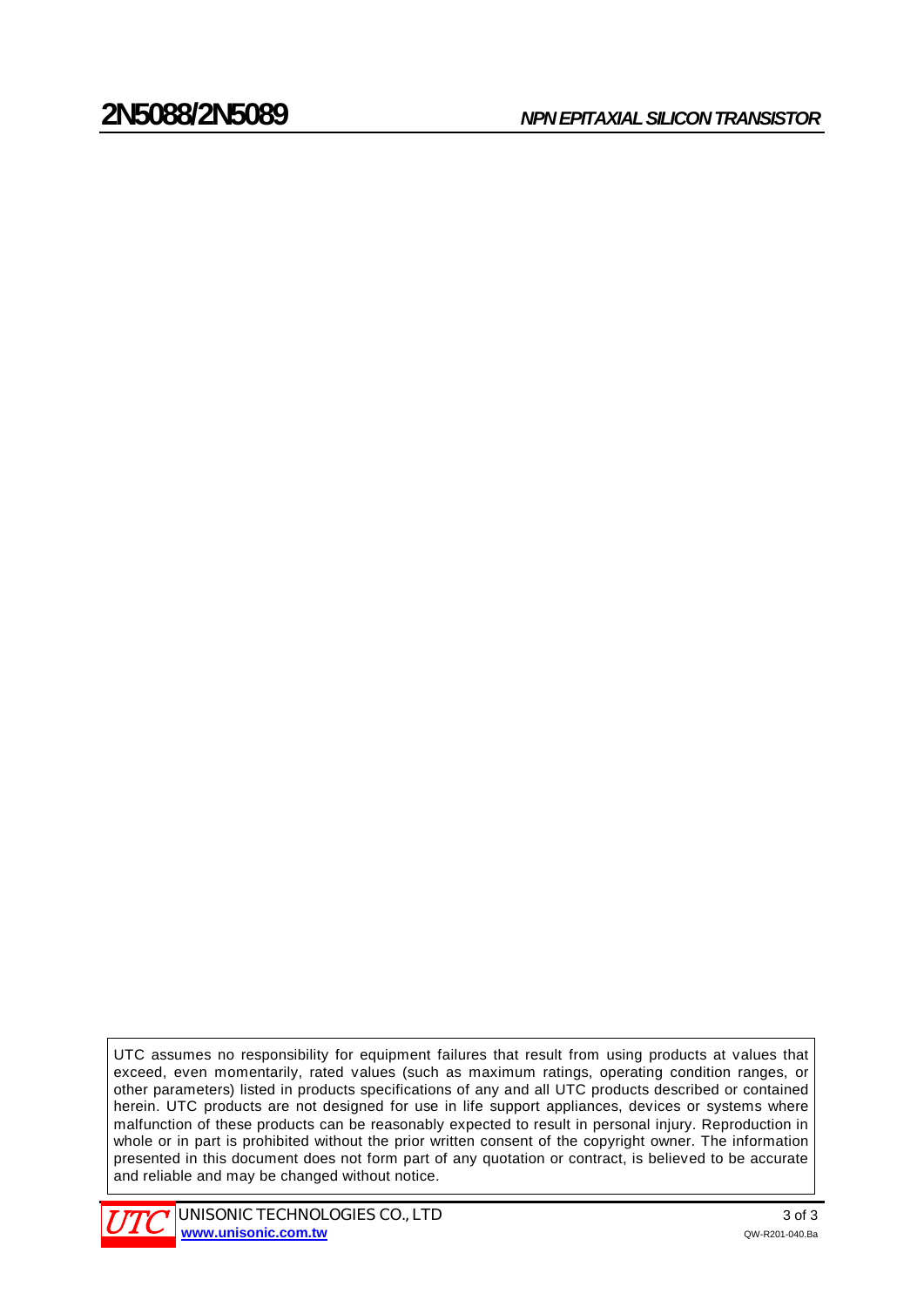UTC assumes no responsibility for equipment failures that result from using products at values that exceed, even momentarily, rated values (such as maximum ratings, operating condition ranges, or other parameters) listed in products specifications of any and all UTC products described or contained herein. UTC products are not designed for use in life support appliances, devices or systems where malfunction of these products can be reasonably expected to result in personal injury. Reproduction in whole or in part is prohibited without the prior written consent of the copyright owner. The information presented in this document does not form part of any quotation or contract, is believed to be accurate and reliable and may be changed without notice.